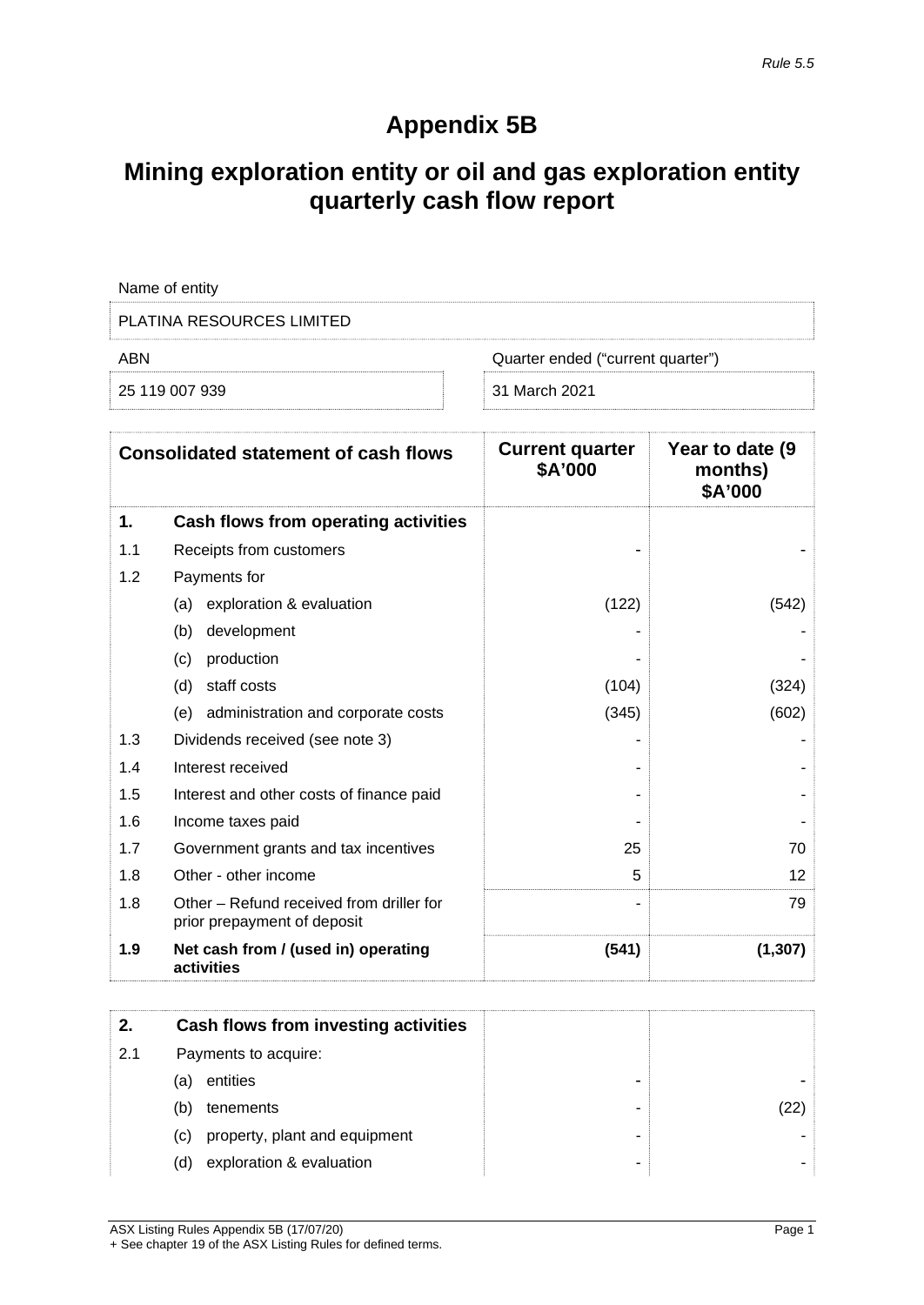*Rule 5.5*

# Appendix 5B

# Mining exploration entity or oil and gas exploration entity quarterly cash flow report

| Name of entity | |
|---|---|
| PLATINA RESOURCES LIMITED | |
| ABN | Quarter ended ("current quarter") |
| 25 119 007 939 | 31 March 2021 |

| | Consolidated statement of cash flows | Current quarter $A'000 | Year to date (9 months) $A'000 |
|---|---|---|---|
| **1.** | **Cash flows from operating activities** | | |
| 1.1 | Receipts from customers | - | - |
| 1.2 | Payments for | | |
| | (a) exploration & evaluation | (122) | (542) |
| | (b) development | - | - |
| | (c) production | - | - |
| | (d) staff costs | (104) | (324) |
| | (e) administration and corporate costs | (345) | (602) |
| 1.3 | Dividends received (see note 3) | - | - |
| 1.4 | Interest received | - | - |
| 1.5 | Interest and other costs of finance paid | - | - |
| 1.6 | Income taxes paid | - | - |
| 1.7 | Government grants and tax incentives | 25 | 70 |
| 1.8 | Other - other income | 5 | 12 |
| 1.8 | Other – Refund received from driller for prior prepayment of deposit | - | 79 |
| **1.9** | **Net cash from / (used in) operating activities** | **(541)** | **(1,307)** |

| | | | |
|---|---|---|---|
| **2.** | **Cash flows from investing activities** | | |
| 2.1 | Payments to acquire: | | |
| | (a) entities | - | - |
| | (b) tenements | - | (22) |
| | (c) property, plant and equipment | - | - |
| | (d) exploration & evaluation | - | - |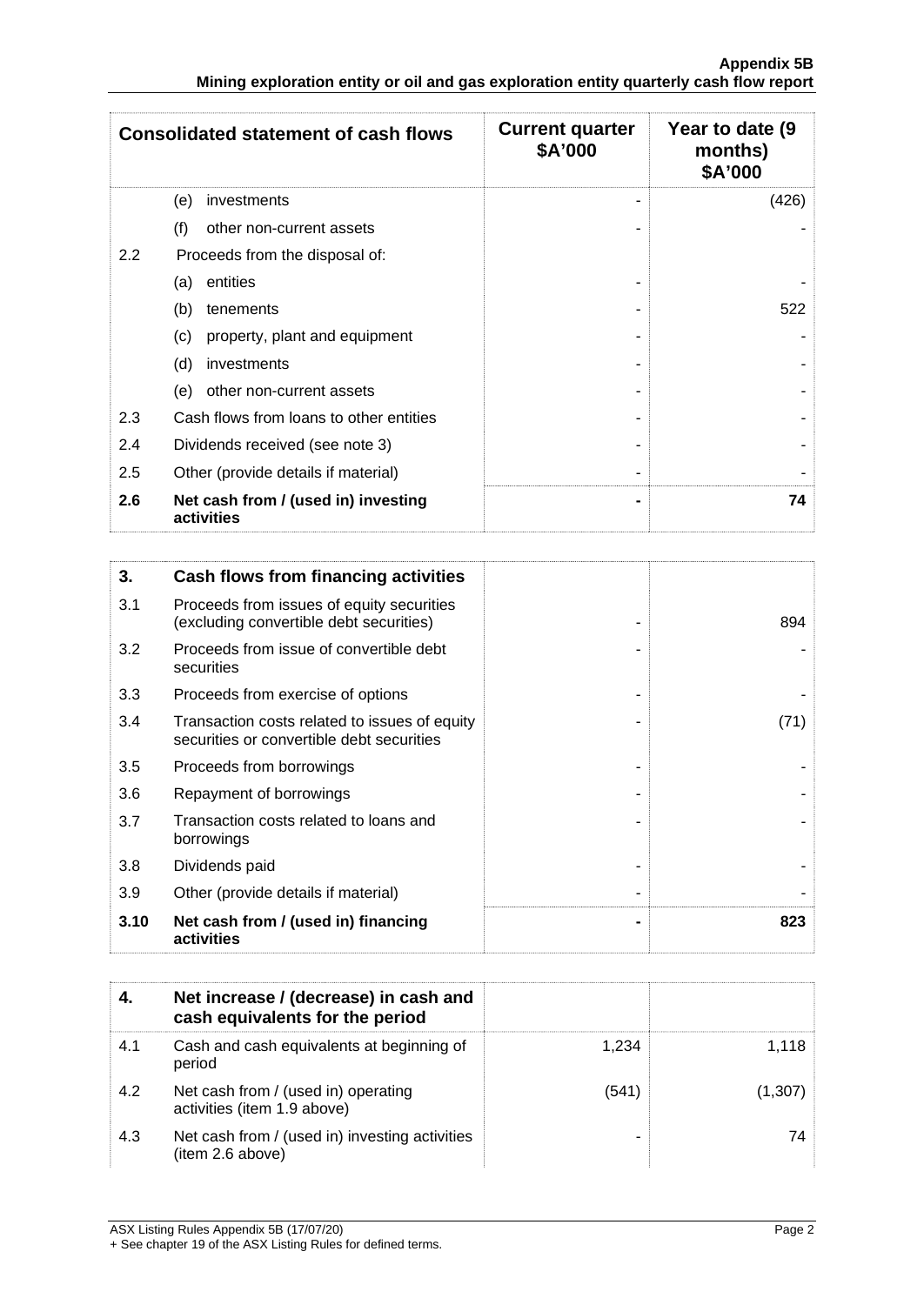| Consolidated statement of cash flows | | Current quarter $A'000 | Year to date (9 months) $A'000 |
|---|---|---|---|
| | (e) investments | - | (426) |
| | (f) other non-current assets | - | - |
| 2.2 | Proceeds from the disposal of: | | |
| | (a) entities | - | - |
| | (b) tenements | - | 522 |
| | (c) property, plant and equipment | - | - |
| | (d) investments | - | - |
| | (e) other non-current assets | - | - |
| 2.3 | Cash flows from loans to other entities | - | - |
| 2.4 | Dividends received (see note 3) | - | - |
| 2.5 | Other (provide details if material) | - | - |
| **2.6** | **Net cash from / (used in) investing activities** | **-** | **74** |

| **3.** | **Cash flows from financing activities** | | |
|---|---|---|---|
| 3.1 | Proceeds from issues of equity securities (excluding convertible debt securities) | - | 894 |
| 3.2 | Proceeds from issue of convertible debt securities | - | - |
| 3.3 | Proceeds from exercise of options | - | - |
| 3.4 | Transaction costs related to issues of equity securities or convertible debt securities | - | (71) |
| 3.5 | Proceeds from borrowings | - | - |
| 3.6 | Repayment of borrowings | - | - |
| 3.7 | Transaction costs related to loans and borrowings | - | - |
| 3.8 | Dividends paid | - | - |
| 3.9 | Other (provide details if material) | - | - |
| **3.10** | **Net cash from / (used in) financing activities** | **-** | **823** |

| **4.** | **Net increase / (decrease) in cash and cash equivalents for the period** | | |
|---|---|---|---|
| 4.1 | Cash and cash equivalents at beginning of period | 1,234 | 1,118 |
| 4.2 | Net cash from / (used in) operating activities (item 1.9 above) | (541) | (1,307) |
| 4.3 | Net cash from / (used in) investing activities (item 2.6 above) | - | 74 |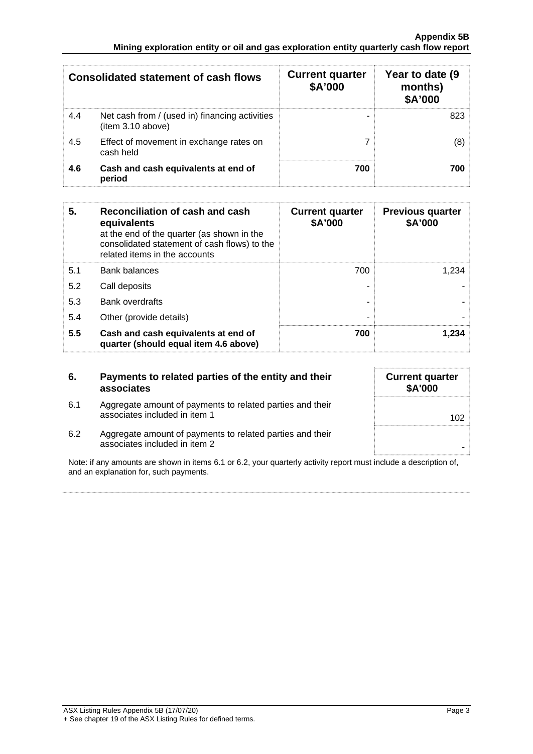| | Consolidated statement of cash flows | Current quarter $A'000 | Year to date (9 months) $A'000 |
|---|---|---|---|
| 4.4 | Net cash from / (used in) financing activities (item 3.10 above) | - | 823 |
| 4.5 | Effect of movement in exchange rates on cash held | 7 | (8) |
| **4.6** | **Cash and cash equivalents at end of period** | **700** | **700** |

| **5.** | **Reconciliation of cash and cash equivalents** at the end of the quarter (as shown in the consolidated statement of cash flows) to the related items in the accounts | **Current quarter $A'000** | **Previous quarter $A'000** |
|---|---|---|---|
| 5.1 | Bank balances | 700 | 1,234 |
| 5.2 | Call deposits | - | - |
| 5.3 | Bank overdrafts | - | - |
| 5.4 | Other (provide details) | - | - |
| **5.5** | **Cash and cash equivalents at end of quarter (should equal item 4.6 above)** | **700** | **1,234** |

| **6.** | **Payments to related parties of the entity and their associates** | **Current quarter $A'000** |
|---|---|---|
| 6.1 | Aggregate amount of payments to related parties and their associates included in item 1 | 102 |
| 6.2 | Aggregate amount of payments to related parties and their associates included in item 2 | - |

Note: if any amounts are shown in items 6.1 or 6.2, your quarterly activity report must include a description of, and an explanation for, such payments.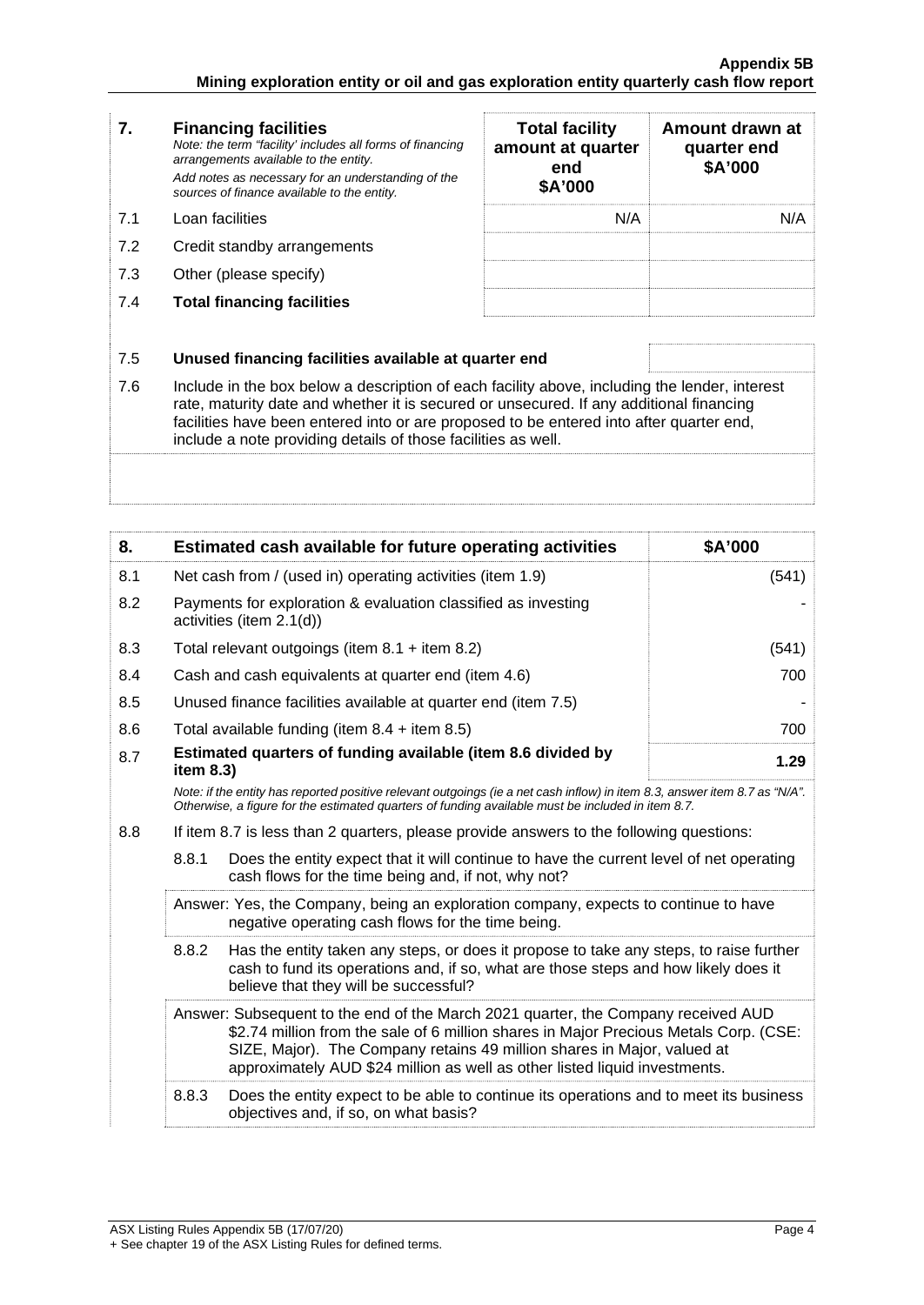| 7. | **Financing facilities**<br>*Note: the term "facility' includes all forms of financing arrangements available to the entity.*<br>*Add notes as necessary for an understanding of the sources of finance available to the entity.* | **Total facility amount at quarter end \$A'000** | **Amount drawn at quarter end \$A'000** |
|---|---|---|---|
| 7.1 | Loan facilities | N/A | N/A |
| 7.2 | Credit standby arrangements | | |
| 7.3 | Other (please specify) | | |
| 7.4 | **Total financing facilities** | | |

| | | |
|---|---|---|
| 7.5 | **Unused financing facilities available at quarter end** | |
| 7.6 | Include in the box below a description of each facility above, including the lender, interest rate, maturity date and whether it is secured or unsecured. If any additional financing facilities have been entered into or are proposed to be entered into after quarter end, include a note providing details of those facilities as well. | |

| 8. | **Estimated cash available for future operating activities** | **\$A'000** |
|---|---|---|
| 8.1 | Net cash from / (used in) operating activities (item 1.9) | (541) |
| 8.2 | Payments for exploration & evaluation classified as investing activities (item 2.1(d)) | - |
| 8.3 | Total relevant outgoings (item 8.1 + item 8.2) | (541) |
| 8.4 | Cash and cash equivalents at quarter end (item 4.6) | 700 |
| 8.5 | Unused finance facilities available at quarter end (item 7.5) | - |
| 8.6 | Total available funding (item 8.4 + item 8.5) | 700 |
| 8.7 | **Estimated quarters of funding available (item 8.6 divided by item 8.3)** | **1.29** |

*Note: if the entity has reported positive relevant outgoings (ie a net cash inflow) in item 8.3, answer item 8.7 as "N/A". Otherwise, a figure for the estimated quarters of funding available must be included in item 8.7.*

8.8 If item 8.7 is less than 2 quarters, please provide answers to the following questions:

8.8.1 Does the entity expect that it will continue to have the current level of net operating cash flows for the time being and, if not, why not?

Answer: Yes, the Company, being an exploration company, expects to continue to have negative operating cash flows for the time being.

8.8.2 Has the entity taken any steps, or does it propose to take any steps, to raise further cash to fund its operations and, if so, what are those steps and how likely does it believe that they will be successful?

Answer: Subsequent to the end of the March 2021 quarter, the Company received AUD \$2.74 million from the sale of 6 million shares in Major Precious Metals Corp. (CSE: SIZE, Major). The Company retains 49 million shares in Major, valued at approximately AUD \$24 million as well as other listed liquid investments.

8.8.3 Does the entity expect to be able to continue its operations and to meet its business objectives and, if so, on what basis?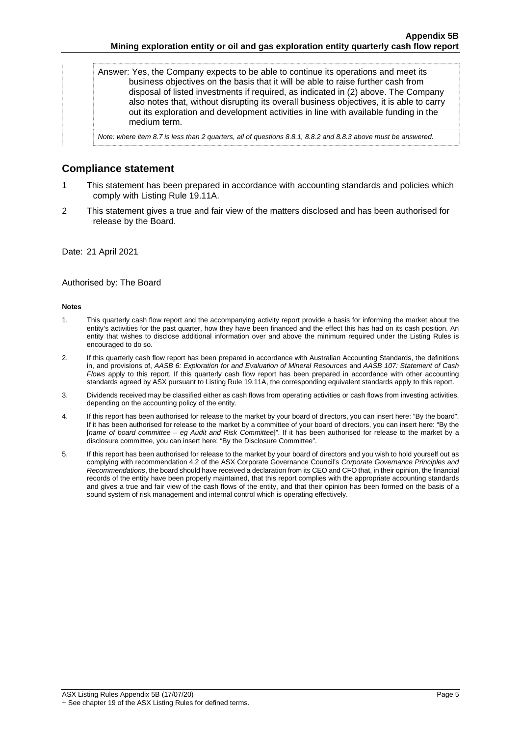Answer: Yes, the Company expects to be able to continue its operations and meet its business objectives on the basis that it will be able to raise further cash from disposal of listed investments if required, as indicated in (2) above. The Company also notes that, without disrupting its overall business objectives, it is able to carry out its exploration and development activities in line with available funding in the medium term.

*Note: where item 8.7 is less than 2 quarters, all of questions 8.8.1, 8.8.2 and 8.8.3 above must be answered.*

## Compliance statement

1 This statement has been prepared in accordance with accounting standards and policies which comply with Listing Rule 19.11A.

2 This statement gives a true and fair view of the matters disclosed and has been authorised for release by the Board.

Date: 21 April 2021

Authorised by: The Board

**Notes**

1. This quarterly cash flow report and the accompanying activity report provide a basis for informing the market about the entity's activities for the past quarter, how they have been financed and the effect this has had on its cash position. An entity that wishes to disclose additional information over and above the minimum required under the Listing Rules is encouraged to do so.
2. If this quarterly cash flow report has been prepared in accordance with Australian Accounting Standards, the definitions in, and provisions of, *AASB 6: Exploration for and Evaluation of Mineral Resources* and *AASB 107: Statement of Cash Flows* apply to this report. If this quarterly cash flow report has been prepared in accordance with other accounting standards agreed by ASX pursuant to Listing Rule 19.11A, the corresponding equivalent standards apply to this report.
3. Dividends received may be classified either as cash flows from operating activities or cash flows from investing activities, depending on the accounting policy of the entity.
4. If this report has been authorised for release to the market by your board of directors, you can insert here: "By the board". If it has been authorised for release to the market by a committee of your board of directors, you can insert here: "By the [*name of board committee – eg Audit and Risk Committee*]". If it has been authorised for release to the market by a disclosure committee, you can insert here: "By the Disclosure Committee".
5. If this report has been authorised for release to the market by your board of directors and you wish to hold yourself out as complying with recommendation 4.2 of the ASX Corporate Governance Council's *Corporate Governance Principles and Recommendations*, the board should have received a declaration from its CEO and CFO that, in their opinion, the financial records of the entity have been properly maintained, that this report complies with the appropriate accounting standards and gives a true and fair view of the cash flows of the entity, and that their opinion has been formed on the basis of a sound system of risk management and internal control which is operating effectively.